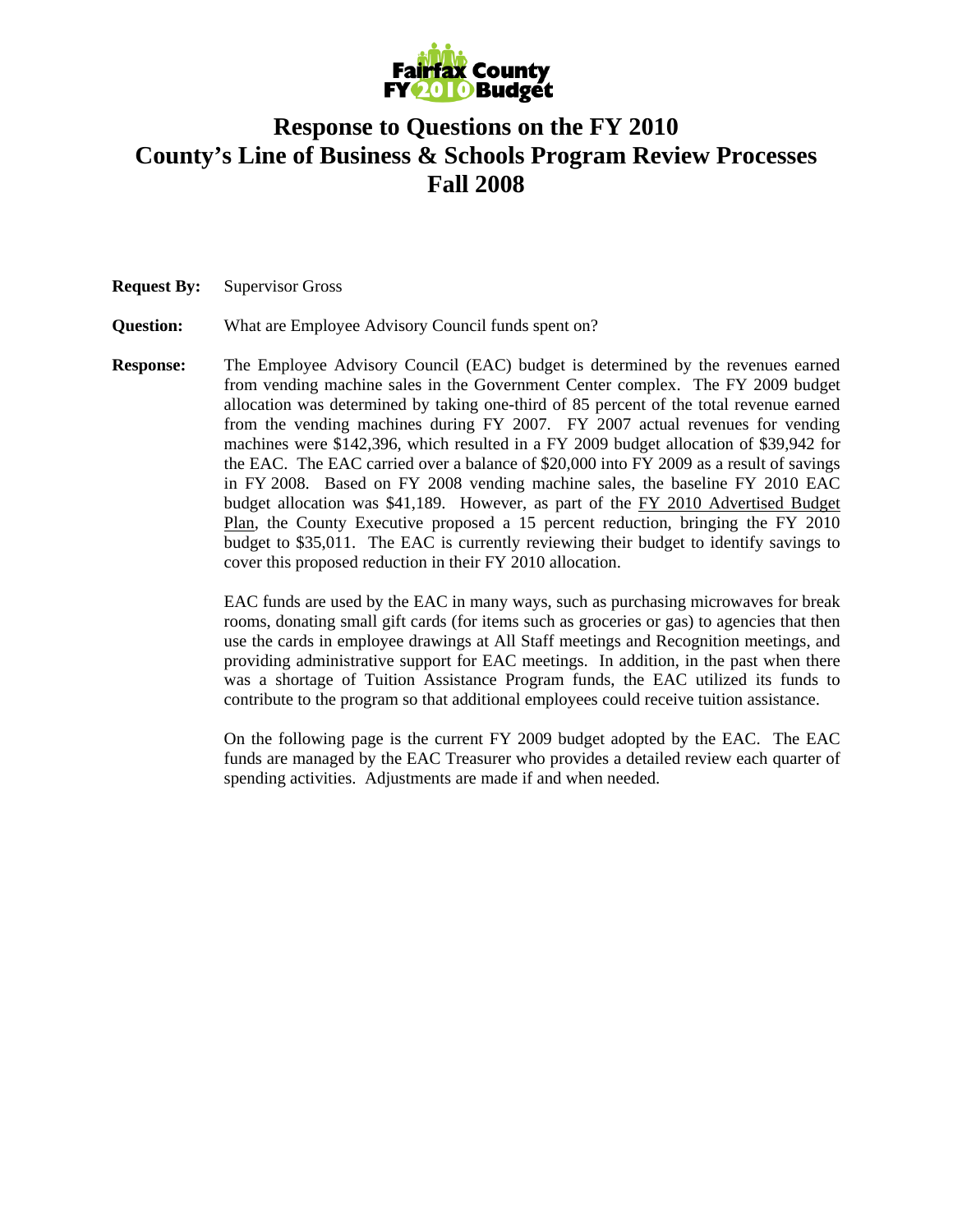Fairfax County FY 2010 Budget

# Response to Questions on the FY 2010 County's Line of Business & Schools Program Review Processes Fall 2008

**Request By:** Supervisor Gross

**Question:** What are Employee Advisory Council funds spent on?

**Response:** The Employee Advisory Council (EAC) budget is determined by the revenues earned from vending machine sales in the Government Center complex. The FY 2009 budget allocation was determined by taking one-third of 85 percent of the total revenue earned from the vending machines during FY 2007. FY 2007 actual revenues for vending machines were $142,396, which resulted in a FY 2009 budget allocation of $39,942 for the EAC. The EAC carried over a balance of $20,000 into FY 2009 as a result of savings in FY 2008. Based on FY 2008 vending machine sales, the baseline FY 2010 EAC budget allocation was $41,189. However, as part of the FY 2010 Advertised Budget Plan, the County Executive proposed a 15 percent reduction, bringing the FY 2010 budget to $35,011. The EAC is currently reviewing their budget to identify savings to cover this proposed reduction in their FY 2010 allocation.

EAC funds are used by the EAC in many ways, such as purchasing microwaves for break rooms, donating small gift cards (for items such as groceries or gas) to agencies that then use the cards in employee drawings at All Staff meetings and Recognition meetings, and providing administrative support for EAC meetings. In addition, in the past when there was a shortage of Tuition Assistance Program funds, the EAC utilized its funds to contribute to the program so that additional employees could receive tuition assistance.

On the following page is the current FY 2009 budget adopted by the EAC. The EAC funds are managed by the EAC Treasurer who provides a detailed review each quarter of spending activities. Adjustments are made if and when needed.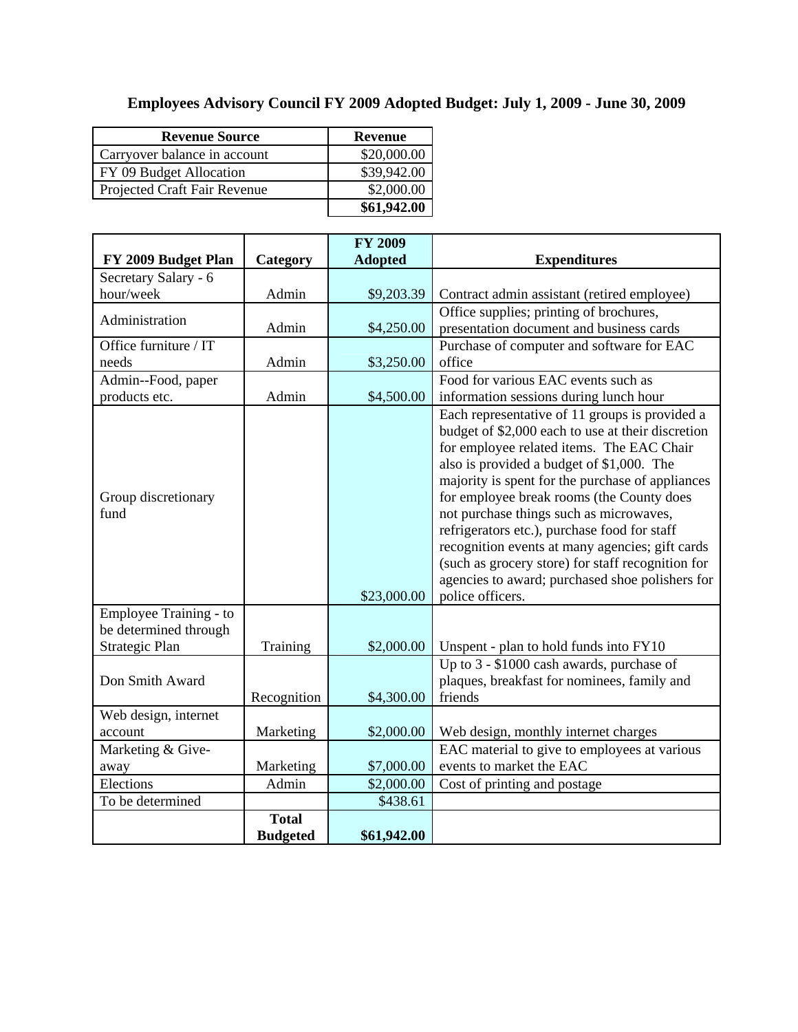# Employees Advisory Council FY 2009 Adopted Budget: July 1, 2009 - June 30, 2009

| Revenue Source | Revenue |
|---|---|
| Carryover balance in account | $20,000.00 |
| FY 09 Budget Allocation | $39,942.00 |
| Projected Craft Fair Revenue | $2,000.00 |
| | **$61,942.00** |

| FY 2009 Budget Plan | Category | FY 2009 Adopted | Expenditures |
|---|---|---|---|
| Secretary Salary - 6 hour/week | Admin | $9,203.39 | Contract admin assistant (retired employee) |
| Administration | Admin | $4,250.00 | Office supplies; printing of brochures, presentation document and business cards |
| Office furniture / IT needs | Admin | $3,250.00 | Purchase of computer and software for EAC office |
| Admin--Food, paper products etc. | Admin | $4,500.00 | Food for various EAC events such as information sessions during lunch hour |
| Group discretionary fund | | $23,000.00 | Each representative of 11 groups is provided a budget of $2,000 each to use at their discretion for employee related items. The EAC Chair also is provided a budget of $1,000. The majority is spent for the purchase of appliances for employee break rooms (the County does not purchase things such as microwaves, refrigerators etc.), purchase food for staff recognition events at many agencies; gift cards (such as grocery store) for staff recognition for agencies to award; purchased shoe polishers for police officers. |
| Employee Training - to be determined through Strategic Plan | Training | $2,000.00 | Unspent - plan to hold funds into FY10 |
| Don Smith Award | Recognition | $4,300.00 | Up to 3 - $1000 cash awards, purchase of plaques, breakfast for nominees, family and friends |
| Web design, internet account | Marketing | $2,000.00 | Web design, monthly internet charges |
| Marketing & Give-away | Marketing | $7,000.00 | EAC material to give to employees at various events to market the EAC |
| Elections | Admin | $2,000.00 | Cost of printing and postage |
| To be determined | | $438.61 | |
| | **Total Budgeted** | **$61,942.00** | |